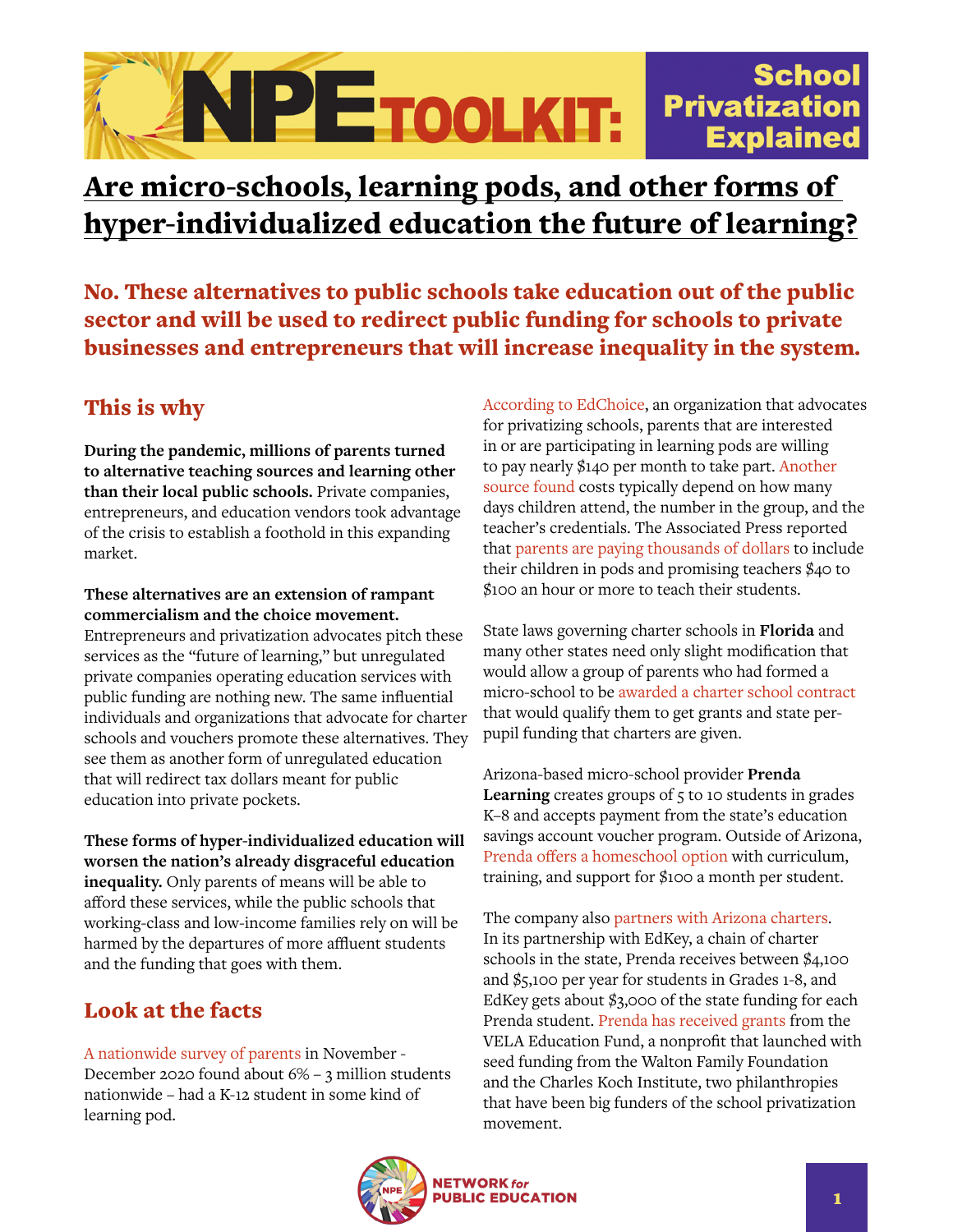# NPE TOOLKIT: School Privatization Explained

## Are micro-schools, learning pods, and other forms of hyper-individualized education the future of learning?

**No. These alternatives to public schools take education out of the public sector and will be used to redirect public funding for schools to private businesses and entrepreneurs that will increase inequality in the system.**

## This is why

**During the pandemic, millions of parents turned to alternative teaching sources and learning other than their local public schools.** Private companies, entrepreneurs, and education vendors took advantage of the crisis to establish a foothold in this expanding market.

**These alternatives are an extension of rampant commercialism and the choice movement.** Entrepreneurs and privatization advocates pitch these services as the "future of learning," but unregulated private companies operating education services with public funding are nothing new. The same influential individuals and organizations that advocate for charter schools and vouchers promote these alternatives. They see them as another form of unregulated education that will redirect tax dollars meant for public education into private pockets.

**These forms of hyper-individualized education will worsen the nation's already disgraceful education inequality.** Only parents of means will be able to afford these services, while the public schools that working-class and low-income families rely on will be harmed by the departures of more affluent students and the funding that goes with them.

## Look at the facts

A nationwide survey of parents in November - December 2020 found about 6% – 3 million students nationwide – had a K-12 student in some kind of learning pod.

According to EdChoice, an organization that advocates for privatizing schools, parents that are interested in or are participating in learning pods are willing to pay nearly $140 per month to take part. Another source found costs typically depend on how many days children attend, the number in the group, and the teacher's credentials. The Associated Press reported that parents are paying thousands of dollars to include their children in pods and promising teachers $40 to $100 an hour or more to teach their students.

State laws governing charter schools in **Florida** and many other states need only slight modification that would allow a group of parents who had formed a micro-school to be awarded a charter school contract that would qualify them to get grants and state per-pupil funding that charters are given.

Arizona-based micro-school provider **Prenda Learning** creates groups of 5 to 10 students in grades K–8 and accepts payment from the state's education savings account voucher program. Outside of Arizona, Prenda offers a homeschool option with curriculum, training, and support for $100 a month per student.

The company also partners with Arizona charters. In its partnership with EdKey, a chain of charter schools in the state, Prenda receives between $4,100 and $5,100 per year for students in Grades 1-8, and EdKey gets about $3,000 of the state funding for each Prenda student. Prenda has received grants from the VELA Education Fund, a nonprofit that launched with seed funding from the Walton Family Foundation and the Charles Koch Institute, two philanthropies that have been big funders of the school privatization movement.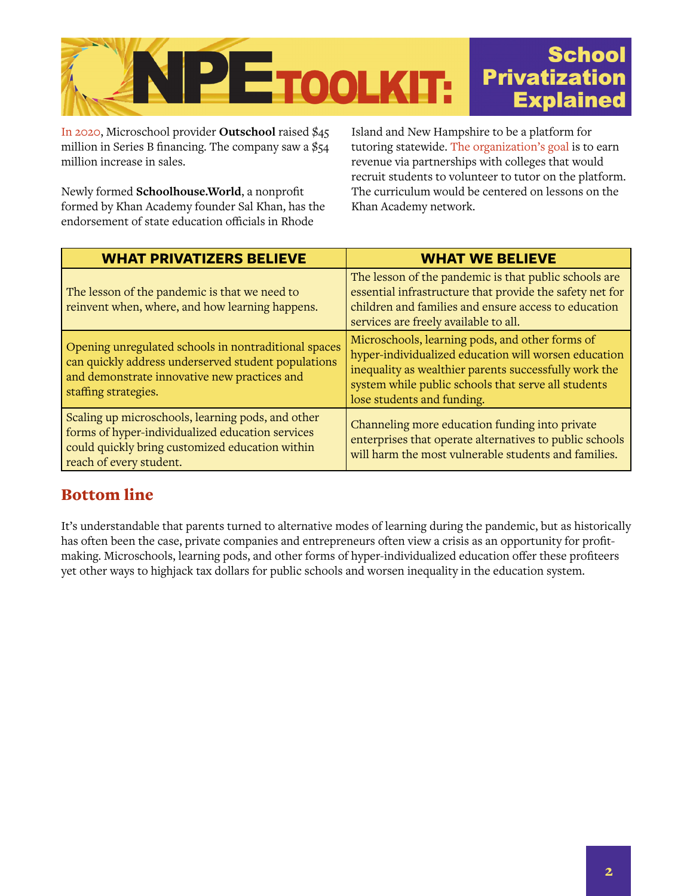In 2020, Microschool provider **Outschool** raised $45 million in Series B financing. The company saw a $54 million increase in sales.

Newly formed **Schoolhouse.World**, a nonprofit formed by Khan Academy founder Sal Khan, has the endorsement of state education officials in Rhode Island and New Hampshire to be a platform for tutoring statewide. The organization's goal is to earn revenue via partnerships with colleges that would recruit students to volunteer to tutor on the platform. The curriculum would be centered on lessons on the Khan Academy network.

| WHAT PRIVATIZERS BELIEVE | WHAT WE BELIEVE |
| --- | --- |
| The lesson of the pandemic is that we need to reinvent when, where, and how learning happens. | The lesson of the pandemic is that public schools are essential infrastructure that provide the safety net for children and families and ensure access to education services are freely available to all. |
| Opening unregulated schools in nontraditional spaces can quickly address underserved student populations and demonstrate innovative new practices and staffing strategies. | Microschools, learning pods, and other forms of hyper-individualized education will worsen education inequality as wealthier parents successfully work the system while public schools that serve all students lose students and funding. |
| Scaling up microschools, learning pods, and other forms of hyper-individualized education services could quickly bring customized education within reach of every student. | Channeling more education funding into private enterprises that operate alternatives to public schools will harm the most vulnerable students and families. |

## Bottom line

It's understandable that parents turned to alternative modes of learning during the pandemic, but as historically has often been the case, private companies and entrepreneurs often view a crisis as an opportunity for profit-making. Microschools, learning pods, and other forms of hyper-individualized education offer these profiteers yet other ways to highjack tax dollars for public schools and worsen inequality in the education system.